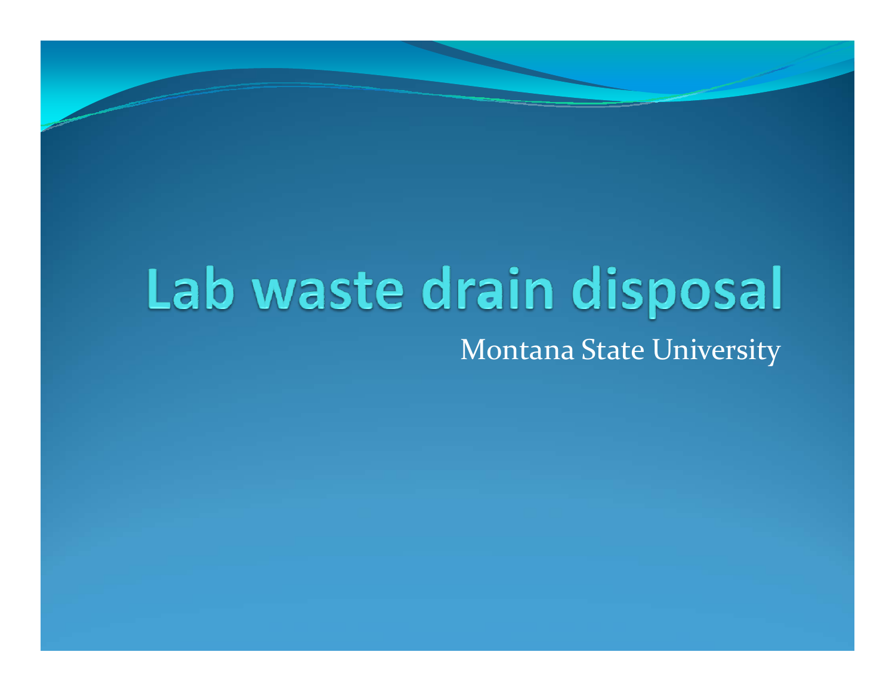# Lab waste drain disposal

Montana State University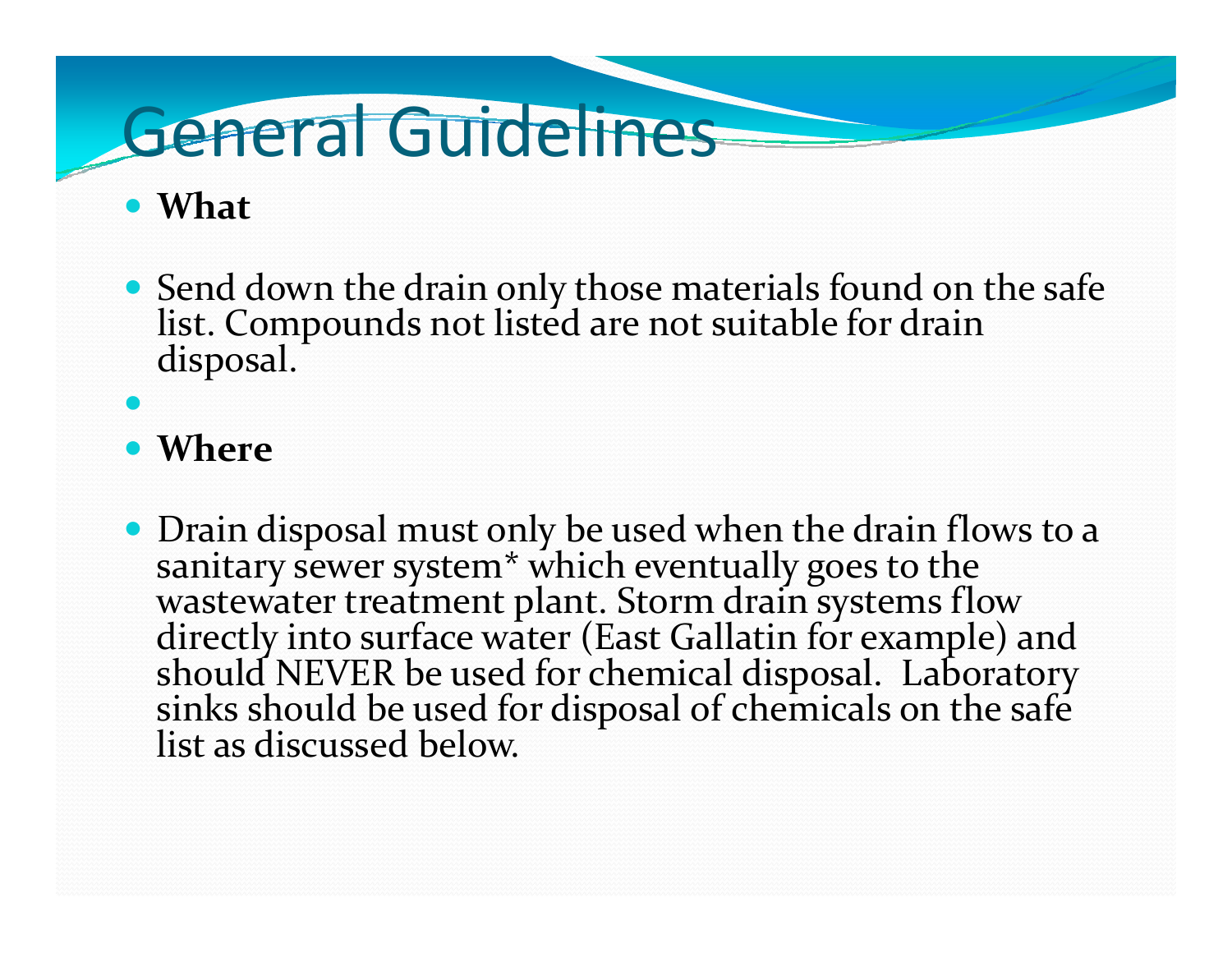# General Guidelines

- **What**
- Send down the drain only those materials found on the safe list. Compounds not listed are not suitable for drain disposal.
- **Where**
- Drain disposal must only be used when the drain flows to a sanitary sewer system* which eventually goes to the wastewater treatment plant. Storm drain systems flow directly into surface water (East Gallatin for example) and should NEVER be used for chemical disposal. Laboratory sinks should be used for disposal of chemicals on the safe list as discussed below.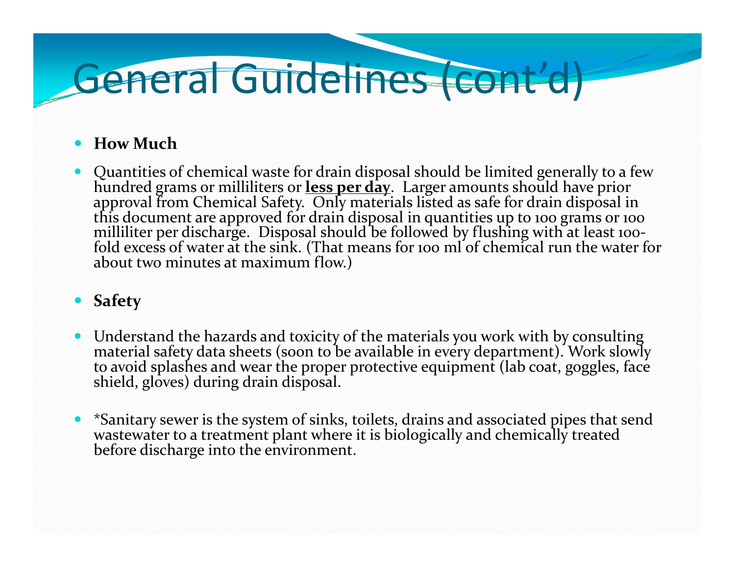# General Guidelines (cont'd)

- **How Much**

- Quantities of chemical waste for drain disposal should be limited generally to a few hundred grams or milliliters or **<u>less per day</u>**. Larger amounts should have prior approval from Chemical Safety. Only materials listed as safe for drain disposal in this document are approved for drain disposal in quantities up to 100 grams or 100 milliliter per discharge. Disposal should be followed by flushing with at least 100-fold excess of water at the sink. (That means for 100 ml of chemical run the water for about two minutes at maximum flow.)

- **Safety**

- Understand the hazards and toxicity of the materials you work with by consulting material safety data sheets (soon to be available in every department). Work slowly to avoid splashes and wear the proper protective equipment (lab coat, goggles, face shield, gloves) during drain disposal.

- *Sanitary sewer is the system of sinks, toilets, drains and associated pipes that send wastewater to a treatment plant where it is biologically and chemically treated before discharge into the environment.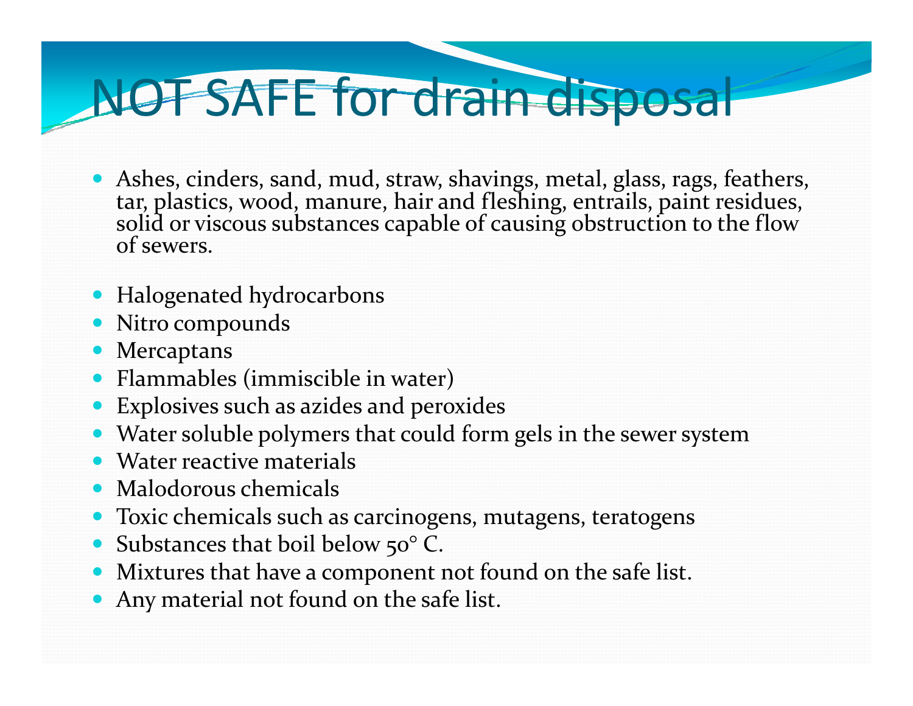# NOT SAFE for drain disposal

- Ashes, cinders, sand, mud, straw, shavings, metal, glass, rags, feathers, tar, plastics, wood, manure, hair and fleshing, entrails, paint residues, solid or viscous substances capable of causing obstruction to the flow of sewers.

- Halogenated hydrocarbons
- Nitro compounds
- Mercaptans
- Flammables (immiscible in water)
- Explosives such as azides and peroxides
- Water soluble polymers that could form gels in the sewer system
- Water reactive materials
- Malodorous chemicals
- Toxic chemicals such as carcinogens, mutagens, teratogens
- Substances that boil below 50° C.
- Mixtures that have a component not found on the safe list.
- Any material not found on the safe list.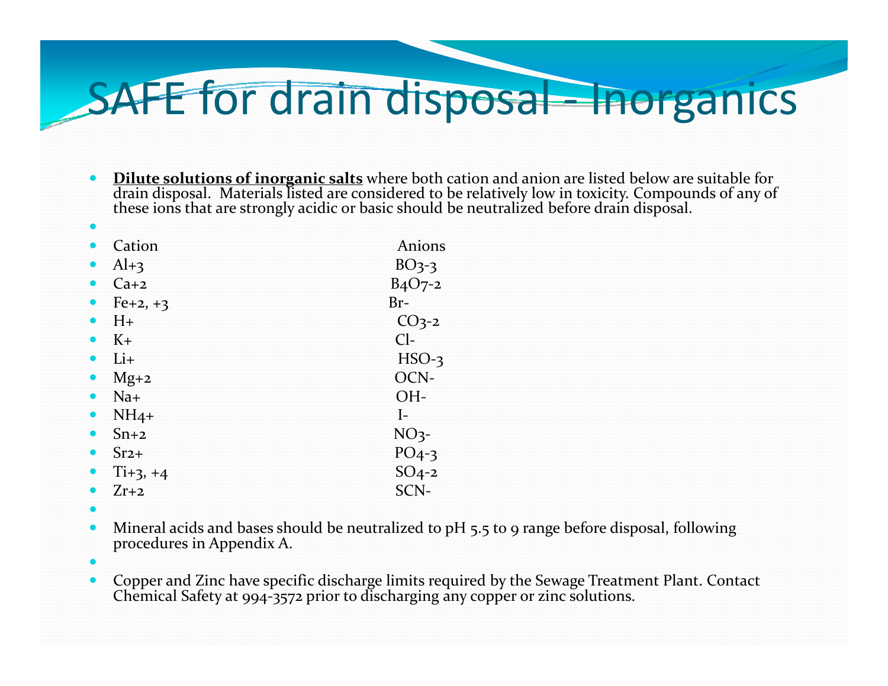# SAFE for drain disposal - Inorganics

- **Dilute solutions of inorganic salts** where both cation and anion are listed below are suitable for drain disposal. Materials listed are considered to be relatively low in toxicity. Compounds of any of these ions that are strongly acidic or basic should be neutralized before drain disposal.

| Cation | Anions |
|---|---|
| $Al^{+3}$ | $BO_3^{-3}$ |
| $Ca^{+2}$ | $B_4O_7^{-2}$ |
| $Fe^{+2, +3}$ | $Br^-$ |
| $H^+$ | $CO_3^{-2}$ |
| $K^+$ | $Cl^-$ |
| $Li^+$ | $HSO_3^-$ |
| $Mg^{+2}$ | $OCN^-$ |
| $Na^+$ | $OH^-$ |
| $NH_4^+$ | $I^-$ |
| $Sn^{+2}$ | $NO_3^-$ |
| $Sr^{2+}$ | $PO_4^{-3}$ |
| $Ti^{+3, +4}$ | $SO_4^{-2}$ |
| $Zr^{+2}$ | $SCN^-$ |

- Mineral acids and bases should be neutralized to pH 5.5 to 9 range before disposal, following procedures in Appendix A.
- Copper and Zinc have specific discharge limits required by the Sewage Treatment Plant. Contact Chemical Safety at 994-3572 prior to discharging any copper or zinc solutions.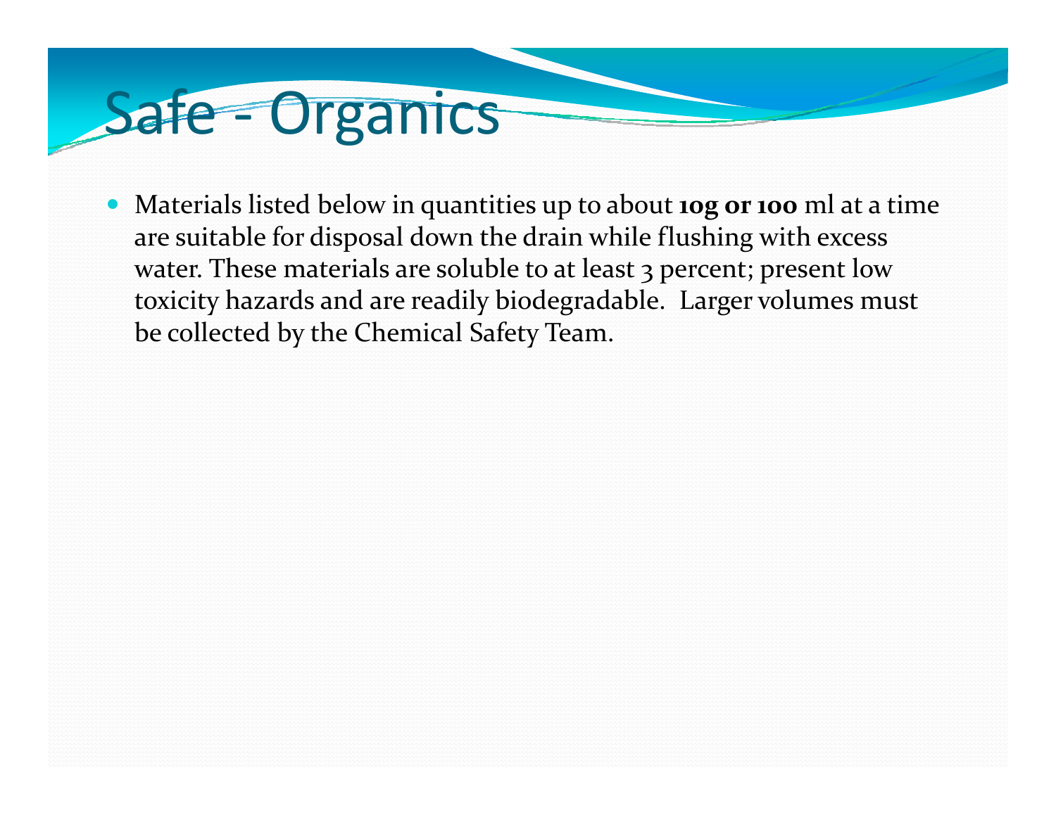# Safe - Organics

- Materials listed below in quantities up to about **10g or 100** ml at a time are suitable for disposal down the drain while flushing with excess water. These materials are soluble to at least 3 percent; present low toxicity hazards and are readily biodegradable. Larger volumes must be collected by the Chemical Safety Team.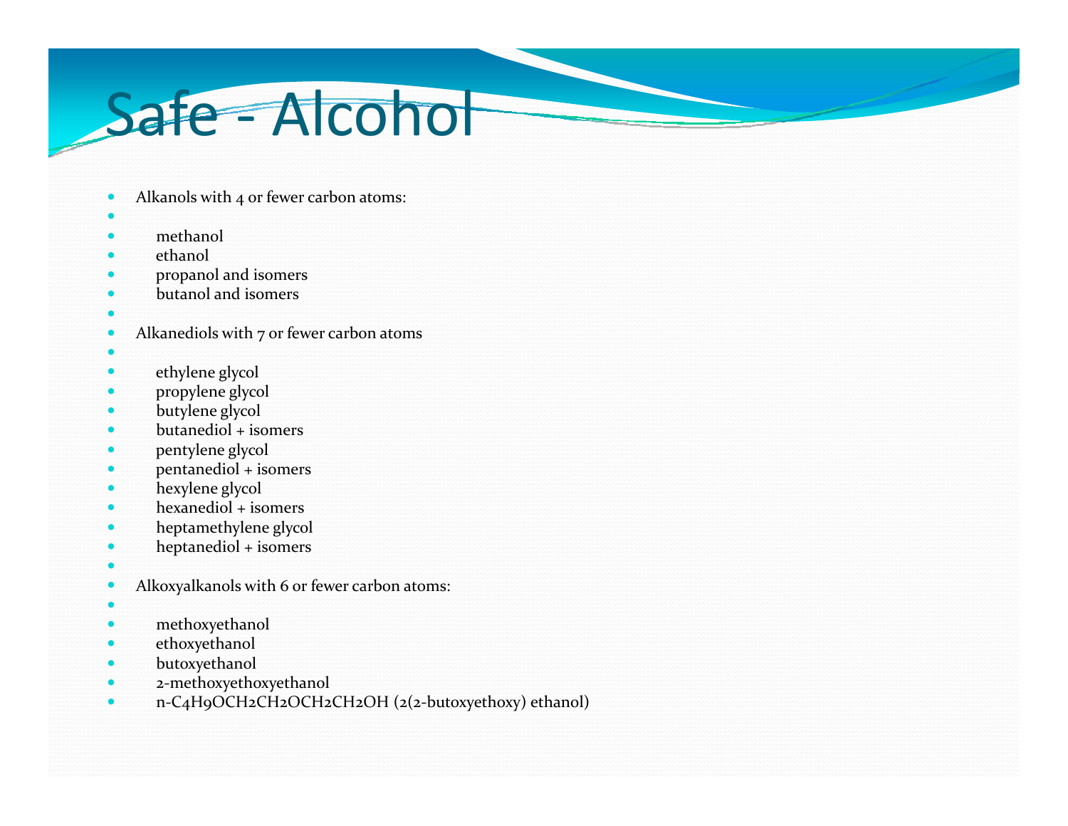# Safe - Alcohol

- Alkanols with 4 or fewer carbon atoms:
  - methanol
  - ethanol
  - propanol and isomers
  - butanol and isomers
- Alkanediols with 7 or fewer carbon atoms
  - ethylene glycol
  - propylene glycol
  - butylene glycol
  - butanediol + isomers
  - pentylene glycol
  - pentanediol + isomers
  - hexylene glycol
  - hexanediol + isomers
  - heptamethylene glycol
  - heptanediol + isomers
- Alkoxyalkanols with 6 or fewer carbon atoms:
  - methoxyethanol
  - ethoxyethanol
  - butoxyethanol
  - 2-methoxyethoxyethanol
  - n-$C_4H_9OCH_2CH_2OCH_2CH_2OH$ (2(2-butoxyethoxy) ethanol)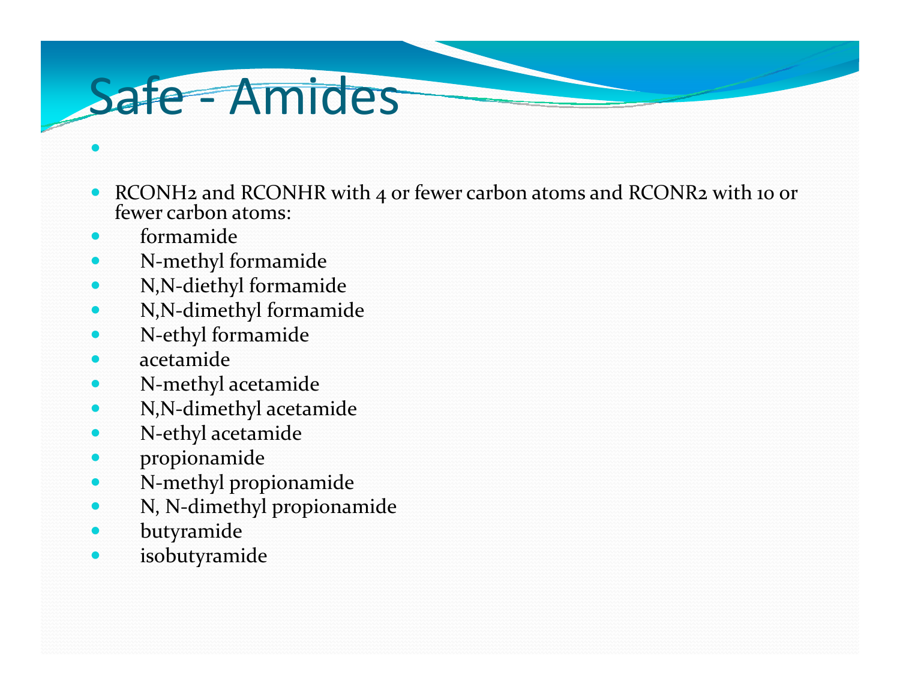# Safe - Amides

- RCONH2 and RCONHR with 4 or fewer carbon atoms and RCONR2 with 10 or fewer carbon atoms:
- formamide
- N-methyl formamide
- N,N-diethyl formamide
- N,N-dimethyl formamide
- N-ethyl formamide
- acetamide
- N-methyl acetamide
- N,N-dimethyl acetamide
- N-ethyl acetamide
- propionamide
- N-methyl propionamide
- N, N-dimethyl propionamide
- butyramide
- isobutyramide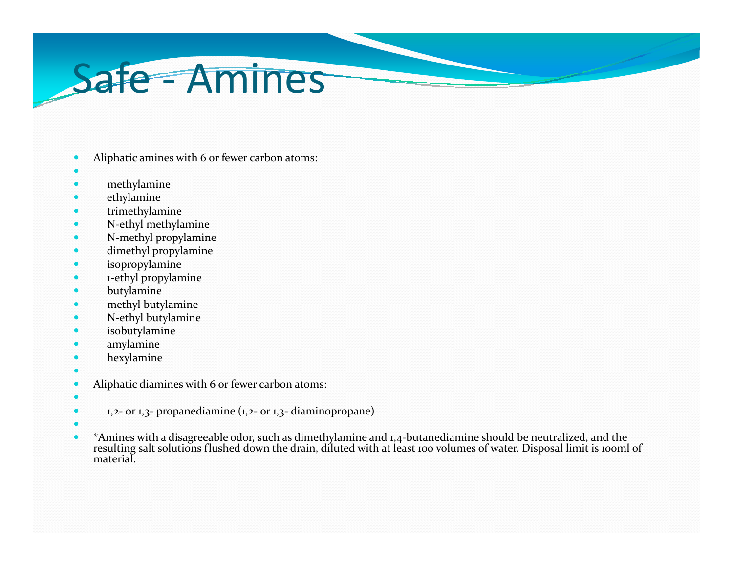# Safe - Amines

- Aliphatic amines with 6 or fewer carbon atoms:
  - methylamine
  - ethylamine
  - trimethylamine
  - N-ethyl methylamine
  - N-methyl propylamine
  - dimethyl propylamine
  - isopropylamine
  - 1-ethyl propylamine
  - butylamine
  - methyl butylamine
  - N-ethyl butylamine
  - isobutylamine
  - amylamine
  - hexylamine
- Aliphatic diamines with 6 or fewer carbon atoms:
  - 1,2- or 1,3- propanediamine (1,2- or 1,3- diaminopropane)
- *Amines with a disagreeable odor, such as dimethylamine and 1,4-butanediamine should be neutralized, and the resulting salt solutions flushed down the drain, diluted with at least 100 volumes of water. Disposal limit is 100ml of material.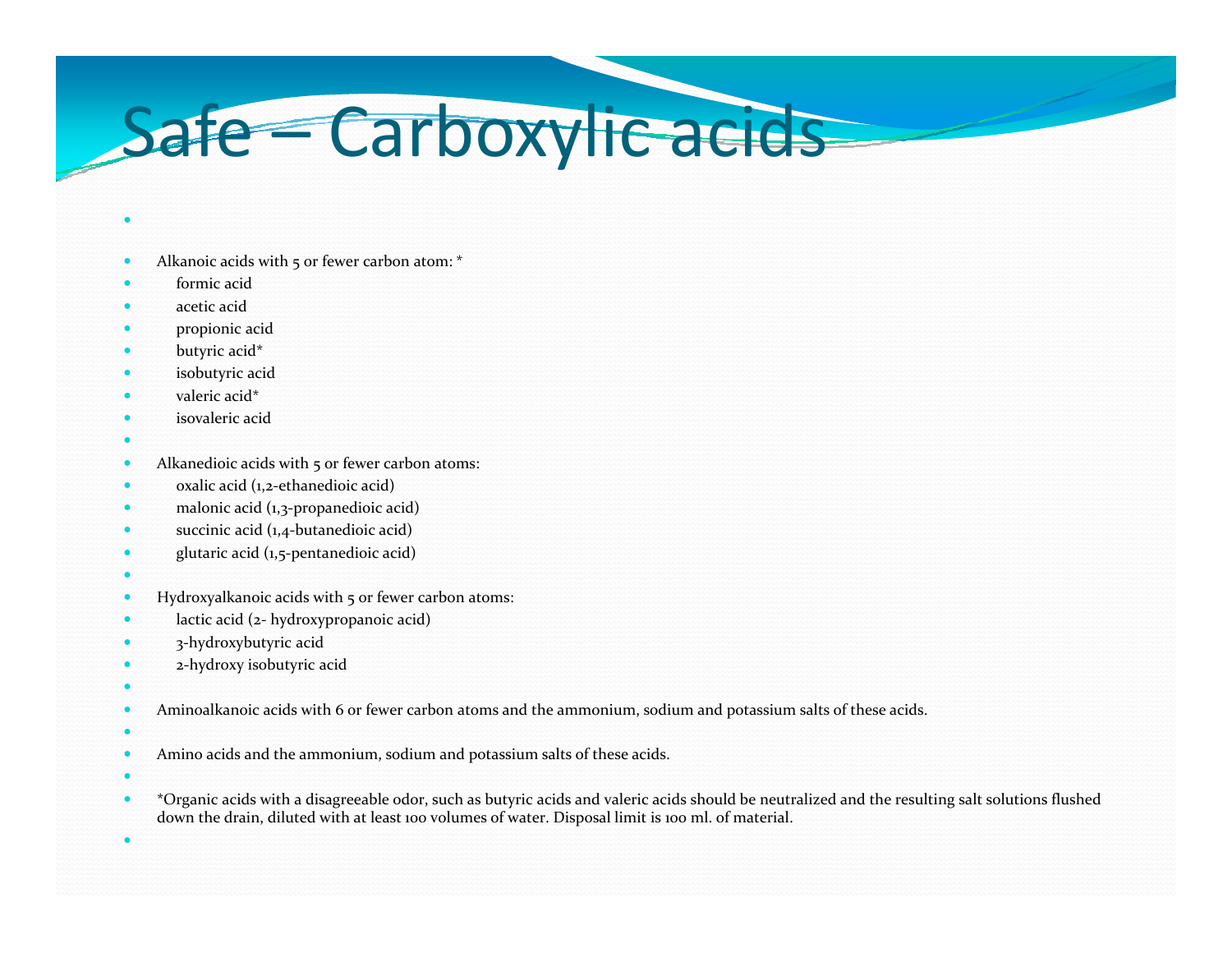# Safe – Carboxylic acids

- Alkanoic acids with 5 or fewer carbon atom: *
  - formic acid
  - acetic acid
  - propionic acid
  - butyric acid*
  - isobutyric acid
  - valeric acid*
  - isovaleric acid

- Alkanedioic acids with 5 or fewer carbon atoms:
  - oxalic acid (1,2-ethanedioic acid)
  - malonic acid (1,3-propanedioic acid)
  - succinic acid (1,4-butanedioic acid)
  - glutaric acid (1,5-pentanedioic acid)

- Hydroxyalkanoic acids with 5 or fewer carbon atoms:
  - lactic acid (2- hydroxypropanoic acid)
  - 3-hydroxybutyric acid
  - 2-hydroxy isobutyric acid

- Aminoalkanoic acids with 6 or fewer carbon atoms and the ammonium, sodium and potassium salts of these acids.

- Amino acids and the ammonium, sodium and potassium salts of these acids.

- *Organic acids with a disagreeable odor, such as butyric acids and valeric acids should be neutralized and the resulting salt solutions flushed down the drain, diluted with at least 100 volumes of water. Disposal limit is 100 ml. of material.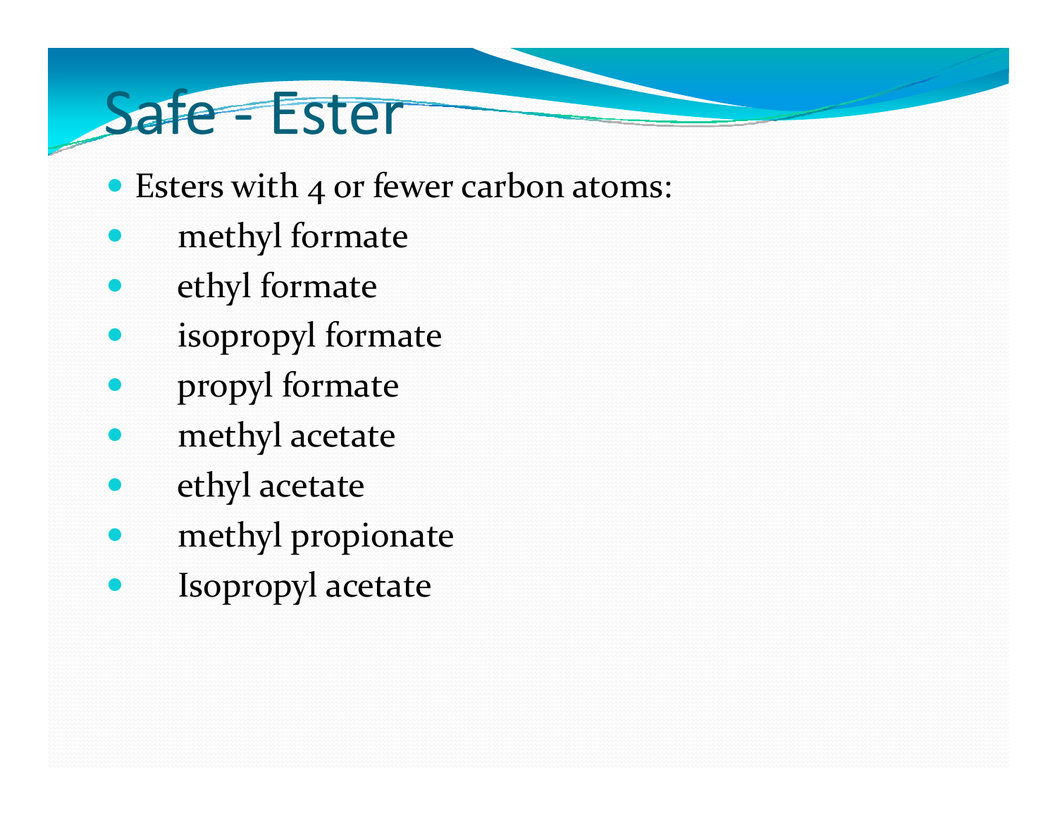# Safe - Ester

- Esters with 4 or fewer carbon atoms:
  - methyl formate
  - ethyl formate
  - isopropyl formate
  - propyl formate
  - methyl acetate
  - ethyl acetate
  - methyl propionate
  - Isopropyl acetate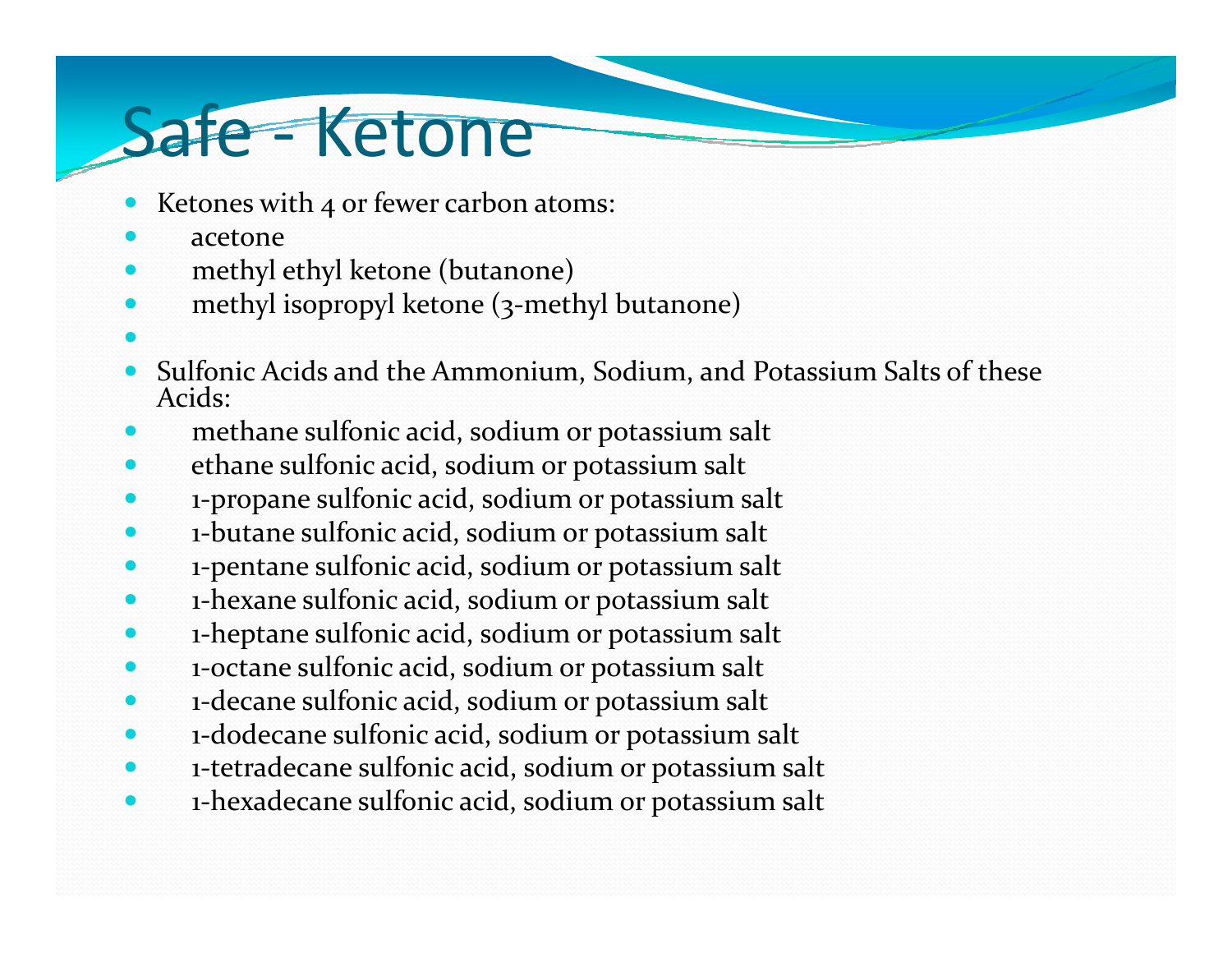# Safe - Ketone

- Ketones with 4 or fewer carbon atoms:
  - acetone
  - methyl ethyl ketone (butanone)
  - methyl isopropyl ketone (3-methyl butanone)
- Sulfonic Acids and the Ammonium, Sodium, and Potassium Salts of these Acids:
  - methane sulfonic acid, sodium or potassium salt
  - ethane sulfonic acid, sodium or potassium salt
  - 1-propane sulfonic acid, sodium or potassium salt
  - 1-butane sulfonic acid, sodium or potassium salt
  - 1-pentane sulfonic acid, sodium or potassium salt
  - 1-hexane sulfonic acid, sodium or potassium salt
  - 1-heptane sulfonic acid, sodium or potassium salt
  - 1-octane sulfonic acid, sodium or potassium salt
  - 1-decane sulfonic acid, sodium or potassium salt
  - 1-dodecane sulfonic acid, sodium or potassium salt
  - 1-tetradecane sulfonic acid, sodium or potassium salt
  - 1-hexadecane sulfonic acid, sodium or potassium salt